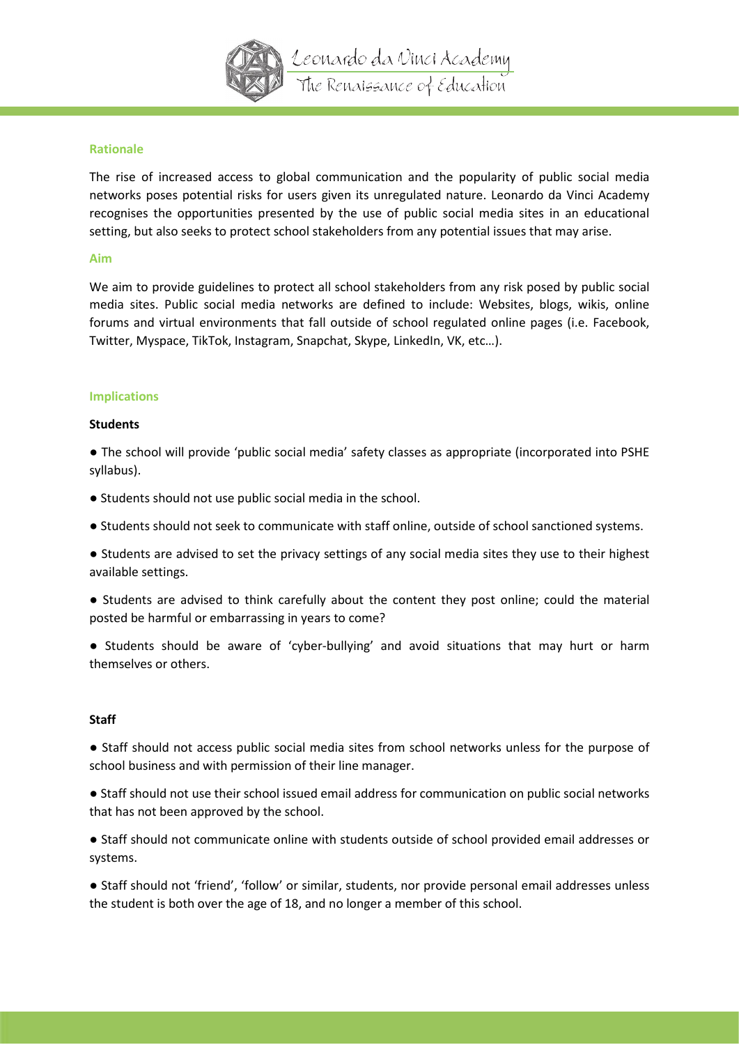## Rationale

The rise of increased access to global communication and the popularity of public social media networks poses potential risks for users given its unregulated nature. Leonardo da Vinci Academy recognises the opportunities presented by the use of public social media sites in an educational setting, but also seeks to protect school stakeholders from any potential issues that may arise.

## Aim

We aim to provide guidelines to protect all school stakeholders from any risk posed by public social media sites. Public social media networks are defined to include: Websites, blogs, wikis, online forums and virtual environments that fall outside of school regulated online pages (i.e. Facebook, Twitter, Myspace, TikTok, Instagram, Snapchat, Skype, LinkedIn, VK, etc…).

## Implications

### Students

- The school will provide 'public social media' safety classes as appropriate (incorporated into PSHE syllabus).
- Students should not use public social media in the school.
- Students should not seek to communicate with staff online, outside of school sanctioned systems.
- Students are advised to set the privacy settings of any social media sites they use to their highest available settings.
- Students are advised to think carefully about the content they post online; could the material posted be harmful or embarrassing in years to come?
- Students should be aware of 'cyber-bullying' and avoid situations that may hurt or harm themselves or others.

### Staff

- Staff should not access public social media sites from school networks unless for the purpose of school business and with permission of their line manager.
- Staff should not use their school issued email address for communication on public social networks that has not been approved by the school.
- Staff should not communicate online with students outside of school provided email addresses or systems.
- Staff should not 'friend', 'follow' or similar, students, nor provide personal email addresses unless the student is both over the age of 18, and no longer a member of this school.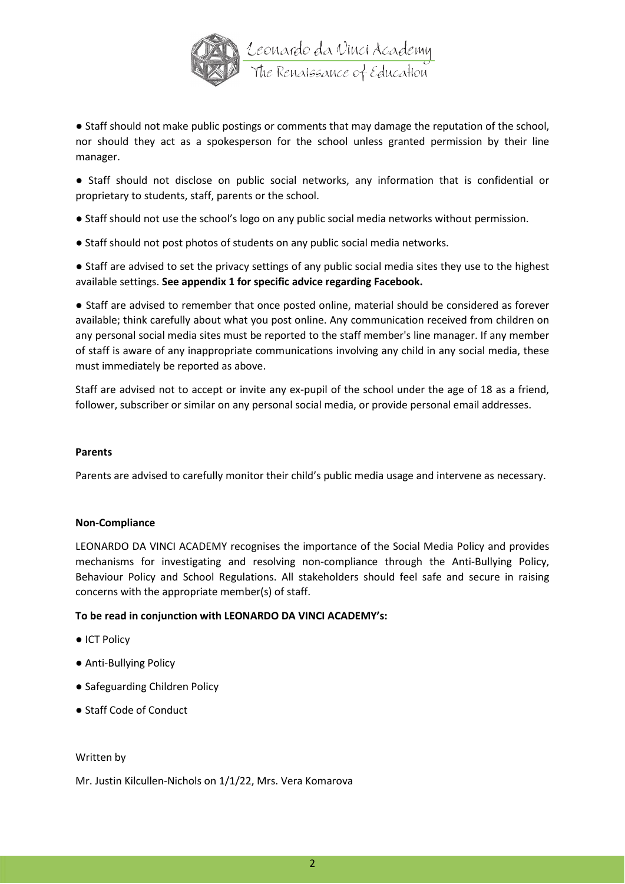- Staff should not make public postings or comments that may damage the reputation of the school, nor should they act as a spokesperson for the school unless granted permission by their line manager.
- Staff should not disclose on public social networks, any information that is confidential or proprietary to students, staff, parents or the school.
- Staff should not use the school's logo on any public social media networks without permission.
- Staff should not post photos of students on any public social media networks.
- Staff are advised to set the privacy settings of any public social media sites they use to the highest available settings. **See appendix 1 for specific advice regarding Facebook.**
- Staff are advised to remember that once posted online, material should be considered as forever available; think carefully about what you post online. Any communication received from children on any personal social media sites must be reported to the staff member's line manager. If any member of staff is aware of any inappropriate communications involving any child in any social media, these must immediately be reported as above.

Staff are advised not to accept or invite any ex-pupil of the school under the age of 18 as a friend, follower, subscriber or similar on any personal social media, or provide personal email addresses.

**Parents**

Parents are advised to carefully monitor their child's public media usage and intervene as necessary.

**Non-Compliance**

LEONARDO DA VINCI ACADEMY recognises the importance of the Social Media Policy and provides mechanisms for investigating and resolving non-compliance through the Anti-Bullying Policy, Behaviour Policy and School Regulations. All stakeholders should feel safe and secure in raising concerns with the appropriate member(s) of staff.

**To be read in conjunction with LEONARDO DA VINCI ACADEMY's:**

- ICT Policy
- Anti-Bullying Policy
- Safeguarding Children Policy
- Staff Code of Conduct

Written by

Mr. Justin Kilcullen-Nichols on 1/1/22, Mrs. Vera Komarova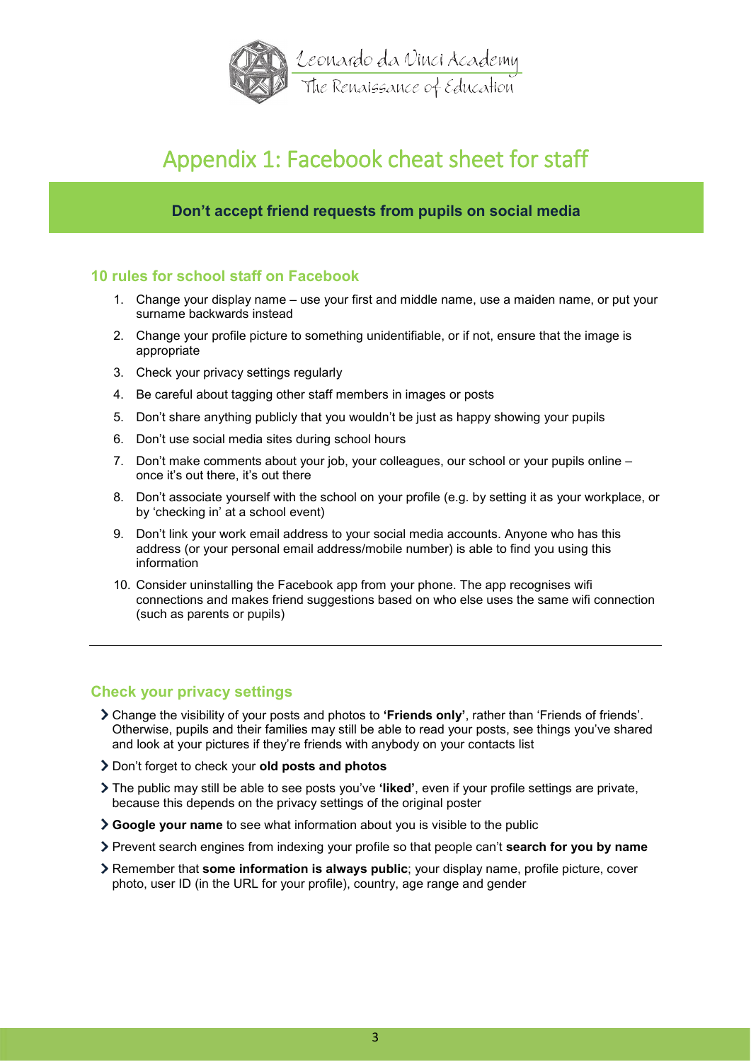# Appendix 1: Facebook cheat sheet for staff

**Don't accept friend requests from pupils on social media**

## 10 rules for school staff on Facebook

1. Change your display name – use your first and middle name, use a maiden name, or put your surname backwards instead
2. Change your profile picture to something unidentifiable, or if not, ensure that the image is appropriate
3. Check your privacy settings regularly
4. Be careful about tagging other staff members in images or posts
5. Don't share anything publicly that you wouldn't be just as happy showing your pupils
6. Don't use social media sites during school hours
7. Don't make comments about your job, your colleagues, our school or your pupils online – once it's out there, it's out there
8. Don't associate yourself with the school on your profile (e.g. by setting it as your workplace, or by 'checking in' at a school event)
9. Don't link your work email address to your social media accounts. Anyone who has this address (or your personal email address/mobile number) is able to find you using this information
10. Consider uninstalling the Facebook app from your phone. The app recognises wifi connections and makes friend suggestions based on who else uses the same wifi connection (such as parents or pupils)

---

## Check your privacy settings

- Change the visibility of your posts and photos to **'Friends only'**, rather than 'Friends of friends'. Otherwise, pupils and their families may still be able to read your posts, see things you've shared and look at your pictures if they're friends with anybody on your contacts list
- Don't forget to check your **old posts and photos**
- The public may still be able to see posts you've **'liked'**, even if your profile settings are private, because this depends on the privacy settings of the original poster
- **Google your name** to see what information about you is visible to the public
- Prevent search engines from indexing your profile so that people can't **search for you by name**
- Remember that **some information is always public**; your display name, profile picture, cover photo, user ID (in the URL for your profile), country, age range and gender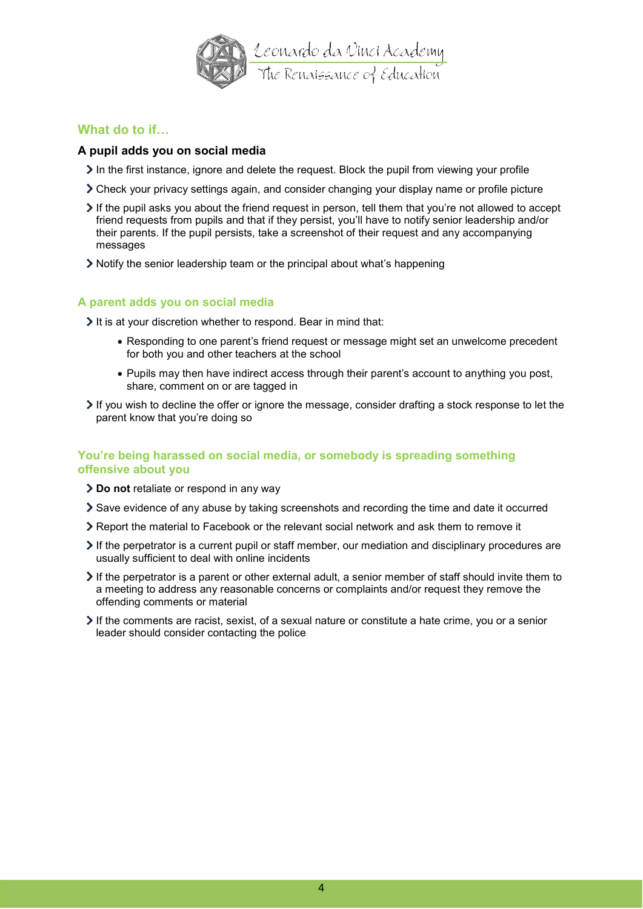## What do to if…

### A pupil adds you on social media

- In the first instance, ignore and delete the request. Block the pupil from viewing your profile
- Check your privacy settings again, and consider changing your display name or profile picture
- If the pupil asks you about the friend request in person, tell them that you're not allowed to accept friend requests from pupils and that if they persist, you'll have to notify senior leadership and/or their parents. If the pupil persists, take a screenshot of their request and any accompanying messages
- Notify the senior leadership team or the principal about what's happening

## A parent adds you on social media

- It is at your discretion whether to respond. Bear in mind that:
  - Responding to one parent's friend request or message might set an unwelcome precedent for both you and other teachers at the school
  - Pupils may then have indirect access through their parent's account to anything you post, share, comment on or are tagged in
- If you wish to decline the offer or ignore the message, consider drafting a stock response to let the parent know that you're doing so

## You're being harassed on social media, or somebody is spreading something offensive about you

- **Do not** retaliate or respond in any way
- Save evidence of any abuse by taking screenshots and recording the time and date it occurred
- Report the material to Facebook or the relevant social network and ask them to remove it
- If the perpetrator is a current pupil or staff member, our mediation and disciplinary procedures are usually sufficient to deal with online incidents
- If the perpetrator is a parent or other external adult, a senior member of staff should invite them to a meeting to address any reasonable concerns or complaints and/or request they remove the offending comments or material
- If the comments are racist, sexist, of a sexual nature or constitute a hate crime, you or a senior leader should consider contacting the police